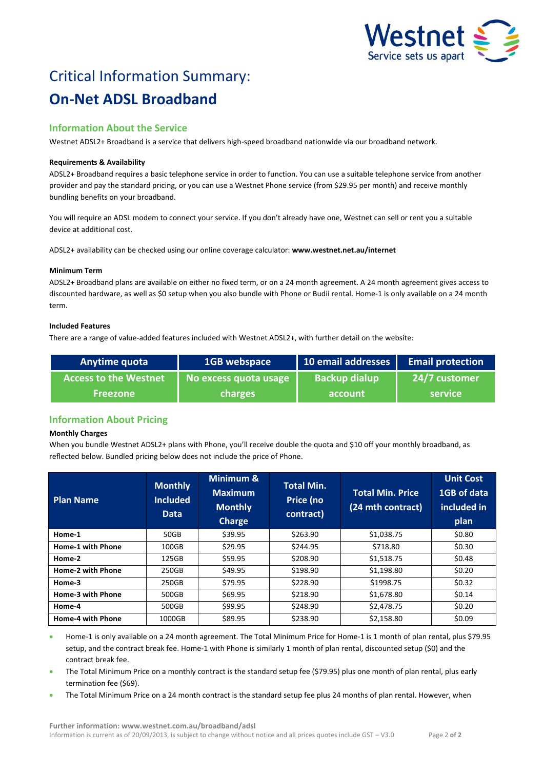# Critical Information Summary:

# On-Net ADSL Broadband

## Information About the Service

Westnet ADSL2+ Broadband is a service that delivers high-speed broadband nationwide via our broadband network.

**Requirements & Availability**

ADSL2+ Broadband requires a basic telephone service in order to function. You can use a suitable telephone service from another provider and pay the standard pricing, or you can use a Westnet Phone service (from $29.95 per month) and receive monthly bundling benefits on your broadband.

You will require an ADSL modem to connect your service. If you don't already have one, Westnet can sell or rent you a suitable device at additional cost.

ADSL2+ availability can be checked using our online coverage calculator: **www.westnet.net.au/internet**

**Minimum Term**

ADSL2+ Broadband plans are available on either no fixed term, or on a 24 month agreement. A 24 month agreement gives access to discounted hardware, as well as $0 setup when you also bundle with Phone or Budii rental. Home-1 is only available on a 24 month term.

**Included Features**

There are a range of value-added features included with Westnet ADSL2+, with further detail on the website:

| Anytime quota | 1GB webspace | 10 email addresses | Email protection |
|---|---|---|---|
| Access to the Westnet Freezone | No excess quota usage charges | Backup dialup account | 24/7 customer service |

## Information About Pricing

**Monthly Charges**

When you bundle Westnet ADSL2+ plans with Phone, you'll receive double the quota and $10 off your monthly broadband, as reflected below. Bundled pricing below does not include the price of Phone.

| Plan Name | Monthly Included Data | Minimum & Maximum Monthly Charge | Total Min. Price (no contract) | Total Min. Price (24 mth contract) | Unit Cost 1GB of data included in plan |
|---|---|---|---|---|---|
| **Home-1** | 50GB | $39.95 | $263.90 | $1,038.75 | $0.80 |
| **Home-1 with Phone** | 100GB | $29.95 | $244.95 | $718.80 | $0.30 |
| **Home-2** | 125GB | $59.95 | $208.90 | $1,518.75 | $0.48 |
| **Home-2 with Phone** | 250GB | $49.95 | $198.90 | $1,198.80 | $0.20 |
| **Home-3** | 250GB | $79.95 | $228.90 | $1998.75 | $0.32 |
| **Home-3 with Phone** | 500GB | $69.95 | $218.90 | $1,678.80 | $0.14 |
| **Home-4** | 500GB | $99.95 | $248.90 | $2,478.75 | $0.20 |
| **Home-4 with Phone** | 1000GB | $89.95 | $238.90 | $2,158.80 | $0.09 |

- Home-1 is only available on a 24 month agreement. The Total Minimum Price for Home-1 is 1 month of plan rental, plus $79.95 setup, and the contract break fee. Home-1 with Phone is similarly 1 month of plan rental, discounted setup ($0) and the contract break fee.
- The Total Minimum Price on a monthly contract is the standard setup fee ($79.95) plus one month of plan rental, plus early termination fee ($69).
- The Total Minimum Price on a 24 month contract is the standard setup fee plus 24 months of plan rental. However, when

Further information: www.westnet.com.au/broadband/adsl

Information is current as of 20/09/2013, is subject to change without notice and all prices quotes include GST – V3.0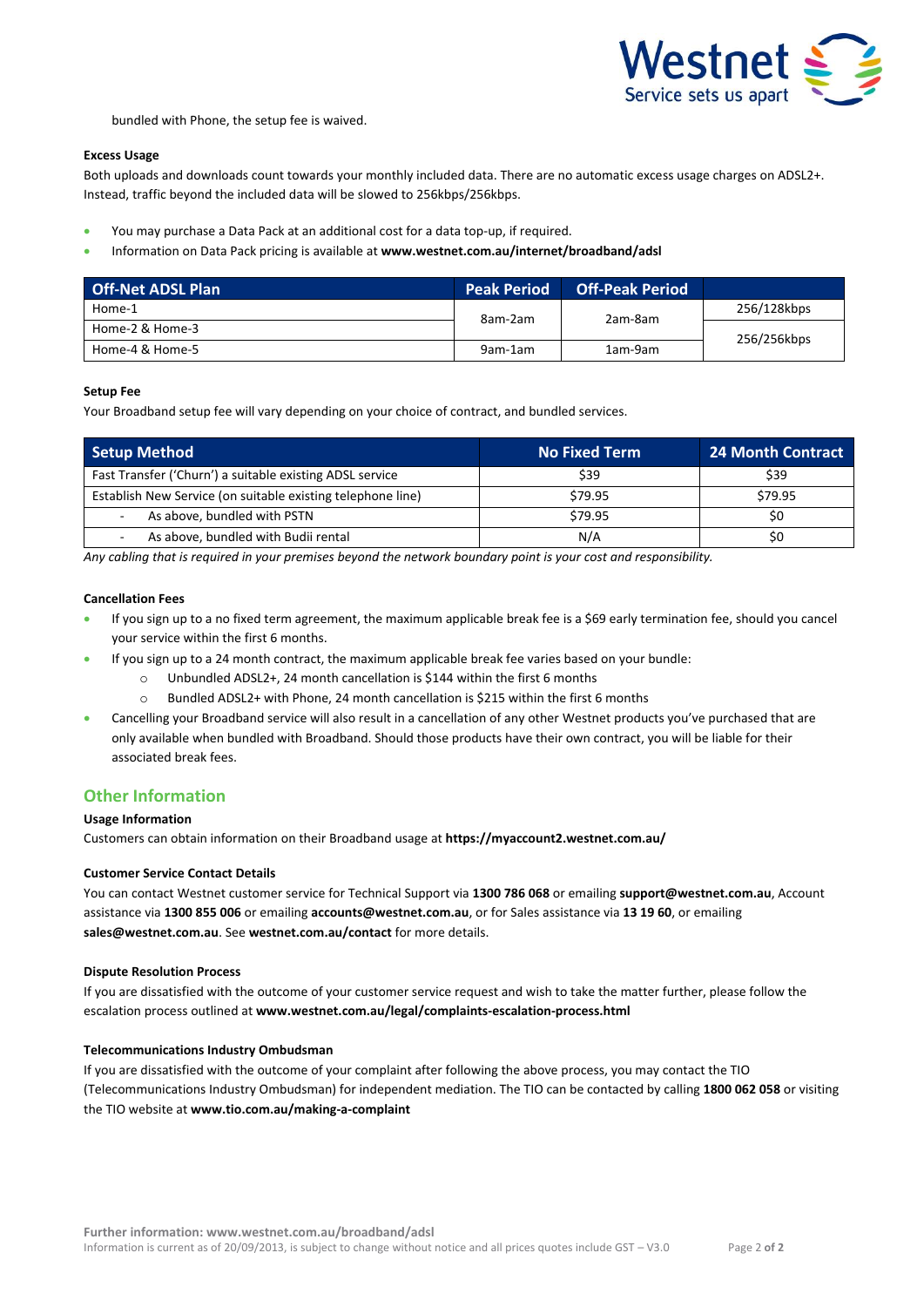bundled with Phone, the setup fee is waived.

**Excess Usage**

Both uploads and downloads count towards your monthly included data. There are no automatic excess usage charges on ADSL2+. Instead, traffic beyond the included data will be slowed to 256kbps/256kbps.

- You may purchase a Data Pack at an additional cost for a data top-up, if required.
- Information on Data Pack pricing is available at **www.westnet.com.au/internet/broadband/adsl**

| Off-Net ADSL Plan | Peak Period | Off-Peak Period | |
|---|---|---|---|
| Home-1 | 8am-2am | 2am-8am | 256/128kbps |
| Home-2 & Home-3 | 8am-2am | 2am-8am | 256/256kbps |
| Home-4 & Home-5 | 9am-1am | 1am-9am | 256/256kbps |

**Setup Fee**

Your Broadband setup fee will vary depending on your choice of contract, and bundled services.

| Setup Method | No Fixed Term | 24 Month Contract |
|---|---|---|
| Fast Transfer ('Churn') a suitable existing ADSL service | $39 | $39 |
| Establish New Service (on suitable existing telephone line) | $79.95 | $79.95 |
| - As above, bundled with PSTN | $79.95 | $0 |
| - As above, bundled with Budii rental | N/A | $0 |

*Any cabling that is required in your premises beyond the network boundary point is your cost and responsibility.*

**Cancellation Fees**

- If you sign up to a no fixed term agreement, the maximum applicable break fee is a $69 early termination fee, should you cancel your service within the first 6 months.
- If you sign up to a 24 month contract, the maximum applicable break fee varies based on your bundle:
  - Unbundled ADSL2+, 24 month cancellation is $144 within the first 6 months
  - Bundled ADSL2+ with Phone, 24 month cancellation is $215 within the first 6 months
- Cancelling your Broadband service will also result in a cancellation of any other Westnet products you've purchased that are only available when bundled with Broadband. Should those products have their own contract, you will be liable for their associated break fees.

## Other Information

**Usage Information**

Customers can obtain information on their Broadband usage at **https://myaccount2.westnet.com.au/**

**Customer Service Contact Details**

You can contact Westnet customer service for Technical Support via **1300 786 068** or emailing **support@westnet.com.au**, Account assistance via **1300 855 006** or emailing **accounts@westnet.com.au**, or for Sales assistance via **13 19 60**, or emailing **sales@westnet.com.au**. See **westnet.com.au/contact** for more details.

**Dispute Resolution Process**

If you are dissatisfied with the outcome of your customer service request and wish to take the matter further, please follow the escalation process outlined at **www.westnet.com.au/legal/complaints-escalation-process.html**

**Telecommunications Industry Ombudsman**

If you are dissatisfied with the outcome of your complaint after following the above process, you may contact the TIO (Telecommunications Industry Ombudsman) for independent mediation. The TIO can be contacted by calling **1800 062 058** or visiting the TIO website at **www.tio.com.au/making-a-complaint**

**Further information: www.westnet.com.au/broadband/adsl**
Information is current as of 20/09/2013, is subject to change without notice and all prices quotes include GST – V3.0